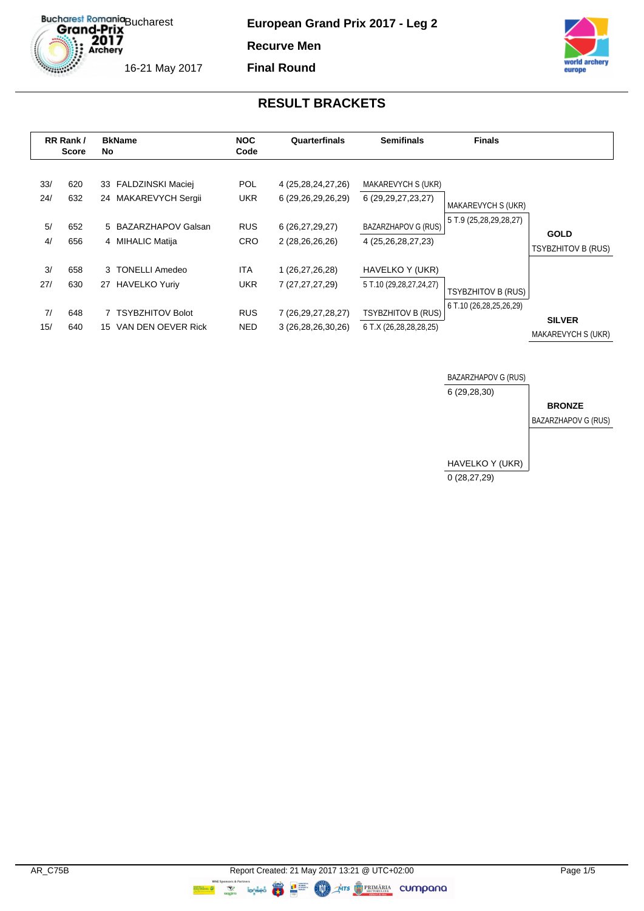# European Grand Prix 2017 - Leg 2

**Recurve Men**

**Final Round**

Bucharest

16-21 May 2017

## RESULT BRACKETS

| RR Rank / Score | | BkName No | | NOC Code | Quarterfinals | Semifinals | Finals | |
|---|---|---|---|---|---|---|---|---|
| 33/ | 620 | 33 | FALDZINSKI Maciej | POL | 4 (25,28,24,27,26) | MAKAREVYCH S (UKR) | | |
| 24/ | 632 | 24 | MAKAREVYCH Sergii | UKR | 6 (29,26,29,26,29) | 6 (29,29,27,23,27) | MAKAREVYCH S (UKR) | |
| 5/ | 652 | 5 | BAZARZHAPOV Galsan | RUS | 6 (26,27,29,27) | BAZARZHAPOV G (RUS) | 5 T.9 (25,28,29,28,27) | **GOLD** |
| 4/ | 656 | 4 | MIHALIC Matija | CRO | 2 (28,26,26,26) | 4 (25,26,28,27,23) | | TSYBZHITOV B (RUS) |
| 3/ | 658 | 3 | TONELLI Amedeo | ITA | 1 (26,27,26,28) | HAVELKO Y (UKR) | | |
| 27/ | 630 | 27 | HAVELKO Yuriy | UKR | 7 (27,27,27,29) | 5 T.10 (29,28,27,24,27) | TSYBZHITOV B (RUS) | |
| 7/ | 648 | 7 | TSYBZHITOV Bolot | RUS | 7 (26,29,27,28,27) | TSYBZHITOV B (RUS) | 6 T.10 (26,28,25,26,29) | **SILVER** |
| 15/ | 640 | 15 | VAN DEN OEVER Rick | NED | 3 (26,28,26,30,26) | 6 T.X (26,28,28,28,25) | | MAKAREVYCH S (UKR) |

### Bronze Match

| Finals | |
|---|---|
| BAZARZHAPOV G (RUS) | |
| 6 (29,28,30) | **BRONZE** |
| | BAZARZHAPOV G (RUS) |
| HAVELKO Y (UKR) | |
| 0 (28,27,29) | |

AR_C75B

Report Created: 21 May 2017 13:21 @ UTC+02:00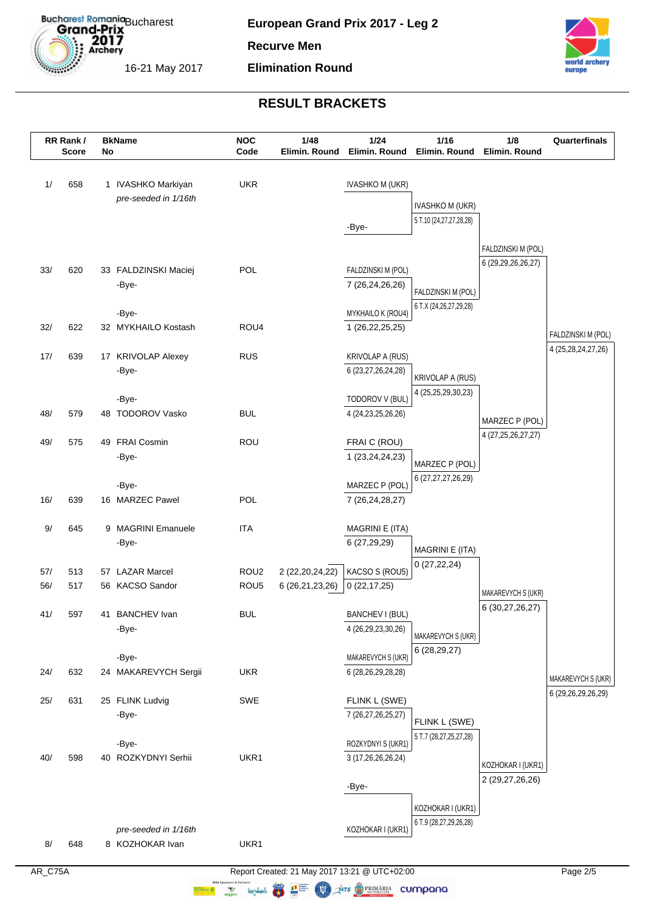# European Grand Prix 2017 - Leg 2

**Recurve Men**

**Elimination Round**

Bucharest Romania Bucharest Grand-Prix 2017 Archery

16-21 May 2017

## RESULT BRACKETS

| RR Rank / Score | | BkName No | NOC Code | 1/48 Elimin. Round | 1/24 Elimin. Round | 1/16 Elimin. Round | 1/8 Elimin. Round | Quarterfinals |
|---|---|---|---|---|---|---|---|---|
| 1/ | 658 | 1 IVASHKO Markiyan *pre-seeded in 1/16th* | UKR | | IVASHKO M (UKR) | | | |
| | | | | | -Bye- | IVASHKO M (UKR) 5 T.10 (24,27,27,28,28) | | |
| 33/ | 620 | 33 FALDZINSKI Maciej | POL | | FALDZINSKI M (POL) 7 (26,24,24,26,26) | | FALDZINSKI M (POL) 6 (29,29,26,26,27) | |
| | | -Bye- | | | | FALDZINSKI M (POL) 6 T.X (24,26,27,29,28) | | |
| | | -Bye- | | | | | | |
| 32/ | 622 | 32 MYKHAILO Kostash | ROU4 | | MYKHAILO K (ROU4) 1 (26,22,25,25) | | | FALDZINSKI M (POL) 4 (25,28,24,27,26) |
| 17/ | 639 | 17 KRIVOLAP Alexey | RUS | | KRIVOLAP A (RUS) 6 (23,27,26,24,28) | | | |
| | | -Bye- | | | | KRIVOLAP A (RUS) 4 (25,25,29,30,23) | | |
| | | -Bye- | | | | | | |
| 48/ | 579 | 48 TODOROV Vasko | BUL | | TODOROV V (BUL) 4 (24,23,25,26,26) | | MARZEC P (POL) 4 (27,25,26,27,27) | |
| 49/ | 575 | 49 FRAI Cosmin | ROU | | FRAI C (ROU) 1 (23,24,24,23) | | | |
| | | -Bye- | | | | MARZEC P (POL) 6 (27,27,27,26,29) | | |
| | | -Bye- | | | | | | |
| 16/ | 639 | 16 MARZEC Pawel | POL | | MARZEC P (POL) 7 (26,24,28,27) | | | |
| 9/ | 645 | 9 MAGRINI Emanuele | ITA | | MAGRINI E (ITA) 6 (27,29,29) | | | |
| | | -Bye- | | | | MAGRINI E (ITA) 0 (27,22,24) | | |
| 57/ | 513 | 57 LAZAR Marcel | ROU2 | 2 (22,20,24,22) | | | | |
| 56/ | 517 | 56 KACSO Sandor | ROU5 | 6 (26,21,23,26) | KACSO S (ROU5) 0 (22,17,25) | | MAKAREVYCH S (UKR) 6 (30,27,26,27) | |
| 41/ | 597 | 41 BANCHEV Ivan | BUL | | BANCHEV I (BUL) 4 (26,29,23,30,26) | | | |
| | | -Bye- | | | | MAKAREVYCH S (UKR) 6 (28,29,27) | | |
| | | -Bye- | | | | | | |
| 24/ | 632 | 24 MAKAREVYCH Sergii | UKR | | MAKAREVYCH S (UKR) 6 (28,26,29,28,28) | | | MAKAREVYCH S (UKR) 6 (29,26,29,26,29) |
| 25/ | 631 | 25 FLINK Ludvig | SWE | | FLINK L (SWE) 7 (26,27,26,25,27) | | | |
| | | -Bye- | | | | FLINK L (SWE) 5 T.7 (28,27,25,27,28) | | |
| | | -Bye- | | | | | | |
| 40/ | 598 | 40 ROZKYDNYI Serhii | UKR1 | | ROZKYDNYI S (UKR1) 3 (17,26,26,26,24) | | KOZHOKAR I (UKR1) 2 (29,27,26,26) | |
| | | | | | -Bye- | | | |
| | | | | | | KOZHOKAR I (UKR1) 6 T.9 (28,27,29,26,28) | | |
| 8/ | 648 | 8 KOZHOKAR Ivan *pre-seeded in 1/16th* | UKR1 | | KOZHOKAR I (UKR1) | | | |

AR_C75A Report Created: 21 May 2017 13:21 @ UTC+02:00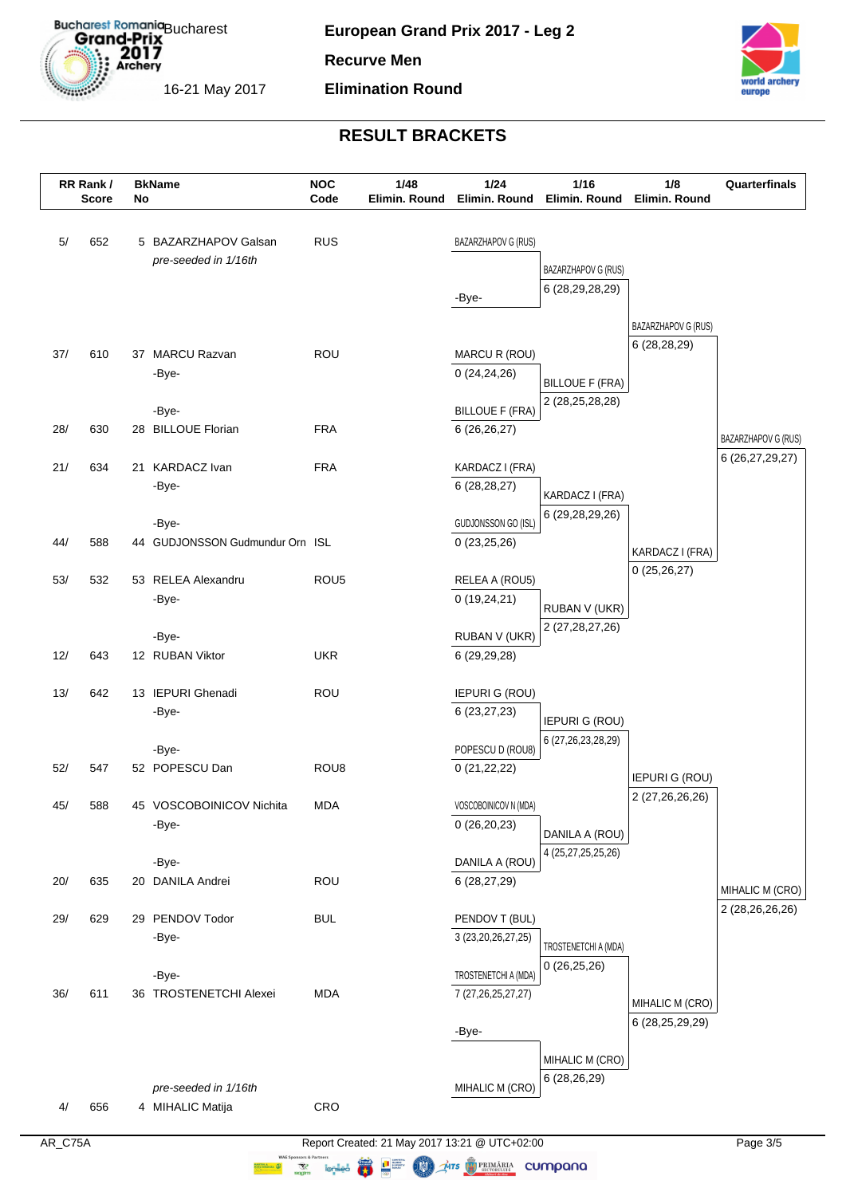# European Grand Prix 2017 - Leg 2

**Recurve Men**

**Elimination Round**

Bucharest

16-21 May 2017

## RESULT BRACKETS

| RR Rank / Score | BkName No | NOC Code | 1/48 Elimin. Round | 1/24 Elimin. Round | 1/16 Elimin. Round | 1/8 Elimin. Round | Quarterfinals |
|---|---|---|---|---|---|---|---|
| 5/ 652 | 5 BAZARZHAPOV Galsan (*pre-seeded in 1/16th*) | RUS | | BAZARZHAPOV G (RUS) | BAZARZHAPOV G (RUS) 6 (28,29,28,29) | BAZARZHAPOV G (RUS) 6 (28,28,29) | BAZARZHAPOV G (RUS) 6 (26,27,29,27) |
| | -Bye- | | | -Bye- | | | |
| 37/ 610 | 37 MARCU Razvan | ROU | | MARCU R (ROU) 0 (24,24,26) | BILLOUE F (FRA) 2 (28,25,28,28) | | |
| | -Bye- | | | | | | |
| | -Bye- | | | | | | |
| 28/ 630 | 28 BILLOUE Florian | FRA | | BILLOUE F (FRA) 6 (26,26,27) | | | |
| 21/ 634 | 21 KARDACZ Ivan | FRA | | KARDACZ I (FRA) 6 (28,28,27) | KARDACZ I (FRA) 6 (29,28,29,26) | KARDACZ I (FRA) 0 (25,26,27) | |
| | -Bye- | | | | | | |
| | -Bye- | | | | | | |
| 44/ 588 | 44 GUDJONSSON Gudmundur Orn | ISL | | GUDJONSSON GO (ISL) 0 (23,25,26) | | | |
| 53/ 532 | 53 RELEA Alexandru | ROU5 | | RELEA A (ROU5) 0 (19,24,21) | RUBAN V (UKR) 2 (27,28,27,26) | | |
| | -Bye- | | | | | | |
| | -Bye- | | | | | | |
| 12/ 643 | 12 RUBAN Viktor | UKR | | RUBAN V (UKR) 6 (29,29,28) | | | |
| 13/ 642 | 13 IEPURI Ghenadi | ROU | | IEPURI G (ROU) 6 (23,27,23) | IEPURI G (ROU) 6 (27,26,23,28,29) | IEPURI G (ROU) 2 (27,26,26,26) | MIHALIC M (CRO) 2 (28,26,26,26) |
| | -Bye- | | | | | | |
| | -Bye- | | | | | | |
| 52/ 547 | 52 POPESCU Dan | ROU8 | | POPESCU D (ROU8) 0 (21,22,22) | | | |
| 45/ 588 | 45 VOSCOBOINICOV Nichita | MDA | | VOSCOBOINICOV N (MDA) 0 (26,20,23) | DANILA A (ROU) 4 (25,27,25,25,26) | | |
| | -Bye- | | | | | | |
| | -Bye- | | | | | | |
| 20/ 635 | 20 DANILA Andrei | ROU | | DANILA A (ROU) 6 (28,27,29) | | | |
| 29/ 629 | 29 PENDOV Todor | BUL | | PENDOV T (BUL) 3 (23,20,26,27,25) | TROSTENETCHI A (MDA) 0 (26,25,26) | MIHALIC M (CRO) 6 (28,25,29,29) | |
| | -Bye- | | | | | | |
| | -Bye- | | | | | | |
| 36/ 611 | 36 TROSTENETCHI Alexei | MDA | | TROSTENETCHI A (MDA) 7 (27,26,25,27,27) | | | |
| | -Bye- | | | -Bye- | MIHALIC M (CRO) 6 (28,26,29) | | |
| 4/ 656 | 4 MIHALIC Matija (*pre-seeded in 1/16th*) | CRO | | MIHALIC M (CRO) | | | |

AR_C75A Report Created: 21 May 2017 13:21 @ UTC+02:00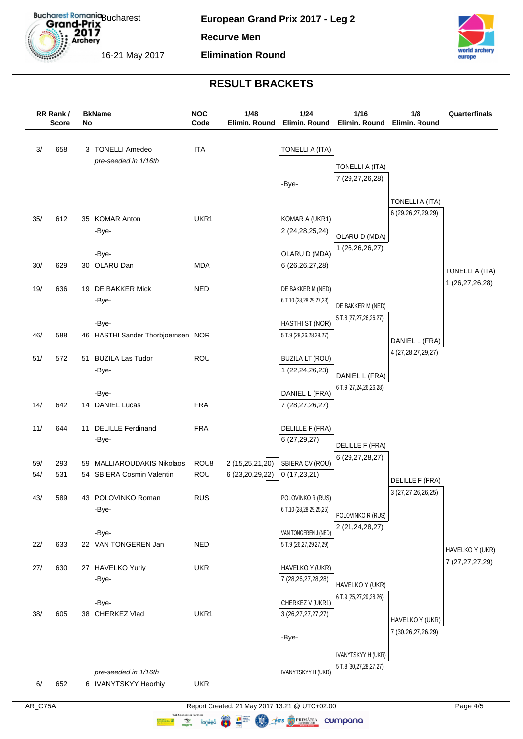# European Grand Prix 2017 - Leg 2

**Recurve Men**

**Elimination Round**

Bucharest, 16-21 May 2017

## RESULT BRACKETS

| RR Rank / Score | | BkName No | | NOC Code | 1/48 Elimin. Round | 1/24 Elimin. Round | 1/16 Elimin. Round | 1/8 Elimin. Round | Quarterfinals |
|---|---|---|---|---|---|---|---|---|---|
| 3/ | 658 | 3 | TONELLI Amedeo *pre-seeded in 1/16th* | ITA | | TONELLI A (ITA) | TONELLI A (ITA) 7 (29,27,26,28) | TONELLI A (ITA) 6 (29,26,27,29,29) | TONELLI A (ITA) 1 (26,27,26,28) |
| | | | | | | -Bye- | | | |
| 35/ | 612 | 35 | KOMAR Anton | UKR1 | | KOMAR A (UKR1) 2 (24,28,25,24) | OLARU D (MDA) 1 (26,26,26,27) | | |
| | | | -Bye- | | | | | | |
| | | | -Bye- | | | | | | |
| 30/ | 629 | 30 | OLARU Dan | MDA | | OLARU D (MDA) 6 (26,26,27,28) | | | |
| 19/ | 636 | 19 | DE BAKKER Mick | NED | | DE BAKKER M (NED) 6 T.10 (28,28,29,27,23) | DE BAKKER M (NED) 5 T.8 (27,27,26,26,27) | DANIEL L (FRA) 4 (27,28,27,29,27) | |
| | | | -Bye- | | | | | | |
| | | | -Bye- | | | | | | |
| 46/ | 588 | 46 | HASTHI Sander Thorbjoernsen | NOR | | HASTHI ST (NOR) 5 T.9 (28,26,28,28,27) | | | |
| 51/ | 572 | 51 | BUZILA Las Tudor | ROU | | BUZILA LT (ROU) 1 (22,24,26,23) | DANIEL L (FRA) 6 T.9 (27,24,26,26,28) | | |
| | | | -Bye- | | | | | | |
| | | | -Bye- | | | | | | |
| 14/ | 642 | 14 | DANIEL Lucas | FRA | | DANIEL L (FRA) 7 (28,27,26,27) | | | |
| 11/ | 644 | 11 | DELILLE Ferdinand | FRA | | DELILLE F (FRA) 6 (27,29,27) | DELILLE F (FRA) 6 (29,27,28,27) | DELILLE F (FRA) 3 (27,27,26,26,25) | HAVELKO Y (UKR) 7 (27,27,27,29) |
| | | | -Bye- | | | | | | |
| 59/ | 293 | 59 | MALLIAROUDAKIS Nikolaos | ROU8 | 2 (15,25,21,20) | | | | |
| 54/ | 531 | 54 | SBIERA Cosmin Valentin | ROU | 6 (23,20,29,22) | SBIERA CV (ROU) 0 (17,23,21) | | | |
| 43/ | 589 | 43 | POLOVINKO Roman | RUS | | POLOVINKO R (RUS) 6 T.10 (28,28,29,25,25) | POLOVINKO R (RUS) 2 (21,24,28,27) | | |
| | | | -Bye- | | | | | | |
| | | | -Bye- | | | | | | |
| 22/ | 633 | 22 | VAN TONGEREN Jan | NED | | VAN TONGEREN J (NED) 5 T.9 (26,27,29,27,29) | | | |
| 27/ | 630 | 27 | HAVELKO Yuriy | UKR | | HAVELKO Y (UKR) 7 (28,26,27,28,28) | HAVELKO Y (UKR) 6 T.9 (25,27,29,28,26) | HAVELKO Y (UKR) 7 (30,26,27,26,29) | |
| | | | -Bye- | | | | | | |
| | | | -Bye- | | | | | | |
| 38/ | 605 | 38 | CHERKEZ Vlad | UKR1 | | CHERKEZ V (UKR1) 3 (26,27,27,27,27) | | | |
| | | | | | | -Bye- | IVANYTSKYY H (UKR) 5 T.8 (30,27,28,27,27) | | |
| 6/ | 652 | 6 | IVANYTSKYY Heorhiy *pre-seeded in 1/16th* | UKR | | IVANYTSKYY H (UKR) | | | |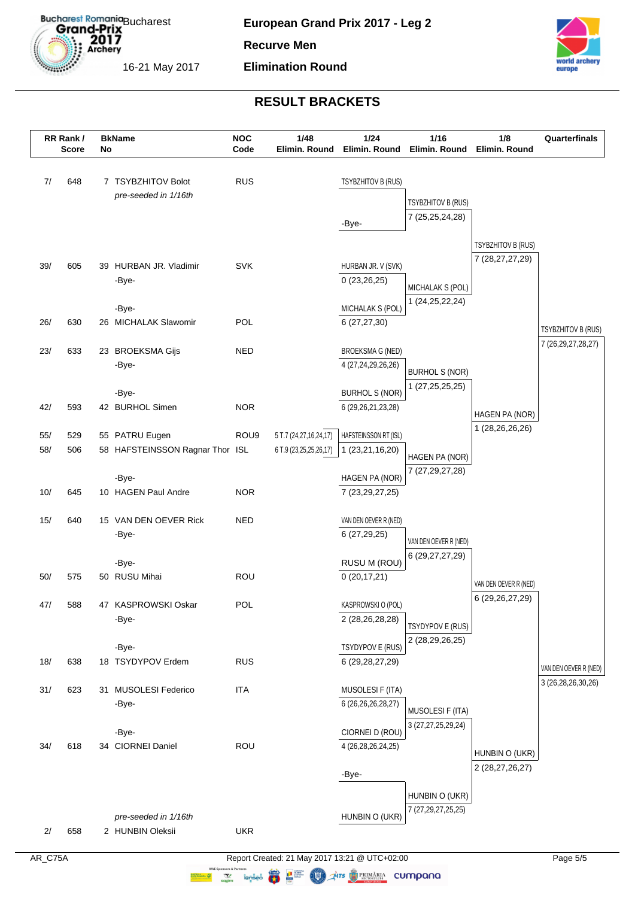European Grand Prix 2017 - Leg 2

Recurve Men

Elimination Round

Bucharest

16-21 May 2017

## RESULT BRACKETS

| RR Rank / Score | | BkName No | | NOC Code | 1/48 Elimin. Round | 1/24 Elimin. Round | 1/16 Elimin. Round | 1/8 Elimin. Round | Quarterfinals |
|---|---|---|---|---|---|---|---|---|---|
| 7/ | 648 | 7 | TSYBZHITOV Bolot *pre-seeded in 1/16th* | RUS | | TSYBZHITOV B (RUS) / -Bye- | TSYBZHITOV B (RUS) 7 (25,25,24,28) | TSYBZHITOV B (RUS) 7 (28,27,27,29) | TSYBZHITOV B (RUS) 7 (26,29,27,28,27) |
| 39/ | 605 | 39 | HURBAN JR. Vladimir | SVK | | HURBAN JR. V (SVK) 0 (23,26,25) | MICHALAK S (POL) 1 (24,25,22,24) | | |
| | | | -Bye- | | | | | | |
| | | | -Bye- | | | | | | |
| 26/ | 630 | 26 | MICHALAK Slawomir | POL | | MICHALAK S (POL) 6 (27,27,30) | | | |
| 23/ | 633 | 23 | BROEKSMA Gijs | NED | | BROEKSMA G (NED) 4 (27,24,29,26,26) | BURHOL S (NOR) 1 (27,25,25,25) | HAGEN PA (NOR) 1 (28,26,26,26) | |
| | | | -Bye- | | | | | | |
| | | | -Bye- | | | | | | |
| 42/ | 593 | 42 | BURHOL Simen | NOR | | BURHOL S (NOR) 6 (29,26,21,23,28) | | | |
| 55/ | 529 | 55 | PATRU Eugen | ROU9 | 5 T.7 (24,27,16,24,17) | HAFSTEINSSON RT (ISL) 1 (23,21,16,20) | HAGEN PA (NOR) 7 (27,29,27,28) | | |
| 58/ | 506 | 58 | HAFSTEINSSON Ragnar Thor | ISL | 6 T.9 (23,25,25,26,17) | | | | |
| | | | -Bye- | | | | | | |
| 10/ | 645 | 10 | HAGEN Paul Andre | NOR | | HAGEN PA (NOR) 7 (23,29,27,25) | | | |
| 15/ | 640 | 15 | VAN DEN OEVER Rick | NED | | VAN DEN OEVER R (NED) 6 (27,29,25) | VAN DEN OEVER R (NED) 6 (29,27,27,29) | VAN DEN OEVER R (NED) 6 (29,26,27,29) | VAN DEN OEVER R (NED) 3 (26,28,26,30,26) |
| | | | -Bye- | | | | | | |
| | | | -Bye- | | | | | | |
| 50/ | 575 | 50 | RUSU Mihai | ROU | | RUSU M (ROU) 0 (20,17,21) | | | |
| 47/ | 588 | 47 | KASPROWSKI Oskar | POL | | KASPROWSKI O (POL) 2 (28,26,28,28) | TSYDYPOV E (RUS) 2 (28,29,26,25) | | |
| | | | -Bye- | | | | | | |
| | | | -Bye- | | | | | | |
| 18/ | 638 | 18 | TSYDYPOV Erdem | RUS | | TSYDYPOV E (RUS) 6 (29,28,27,29) | | | |
| 31/ | 623 | 31 | MUSOLESI Federico | ITA | | MUSOLESI F (ITA) 6 (26,26,26,28,27) | MUSOLESI F (ITA) 3 (27,27,25,29,24) | HUNBIN O (UKR) 2 (28,27,26,27) | |
| | | | -Bye- | | | | | | |
| | | | -Bye- | | | | | | |
| 34/ | 618 | 34 | CIORNEI Daniel | ROU | | CIORNEI D (ROU) 4 (26,28,26,24,25) | | | |
| | | | | | | -Bye- | HUNBIN O (UKR) 7 (27,29,27,25,25) | | |
| 2/ | 658 | 2 | HUNBIN Oleksii *pre-seeded in 1/16th* | UKR | | HUNBIN O (UKR) | | | |

AR_C75A

Report Created: 21 May 2017 13:21 @ UTC+02:00